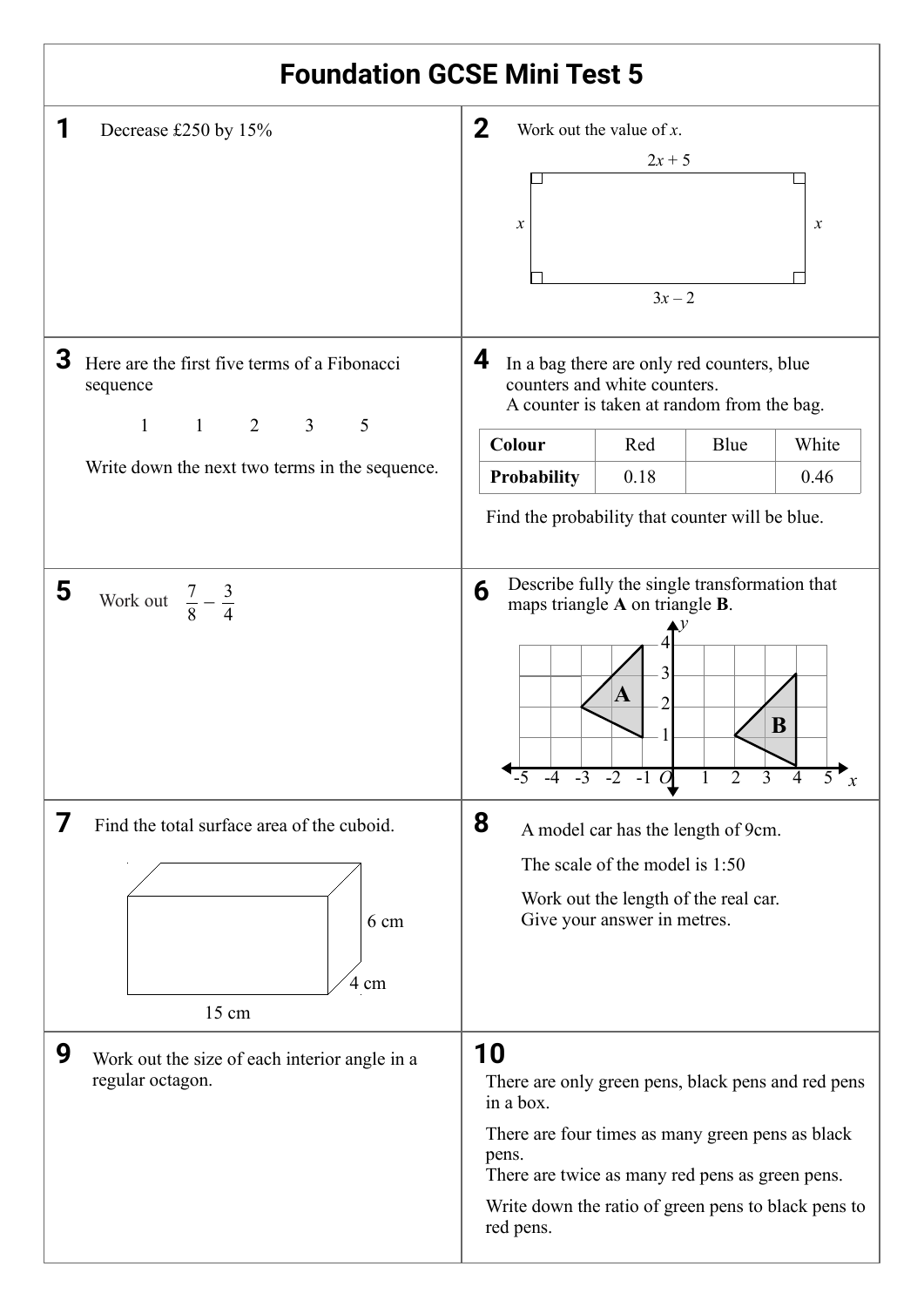# Foundation GCSE Mini Test 5

**1** Decrease £250 by 15%

**2** Work out the value of $x$.

$2x + 5$

$x$ $x$

$3x - 2$

**3** Here are the first five terms of a Fibonacci sequence

1 1 2 3 5

Write down the next two terms in the sequence.

**4** In a bag there are only red counters, blue counters and white counters.
A counter is taken at random from the bag.

| **Colour** | Red | Blue | White |
|---|---|---|---|
| **Probability** | 0.18 | | 0.46 |

Find the probability that counter will be blue.

**5** Work out $\frac{7}{8} - \frac{3}{4}$

**6** Describe fully the single transformation that maps triangle **A** on triangle **B**.

**7** Find the total surface area of the cuboid.

6 cm

4 cm

15 cm

**8** A model car has the length of 9cm.

The scale of the model is 1:50

Work out the length of the real car.
Give your answer in metres.

**9** Work out the size of each interior angle in a regular octagon.

**10** There are only green pens, black pens and red pens in a box.

There are four times as many green pens as black pens.
There are twice as many red pens as green pens.

Write down the ratio of green pens to black pens to red pens.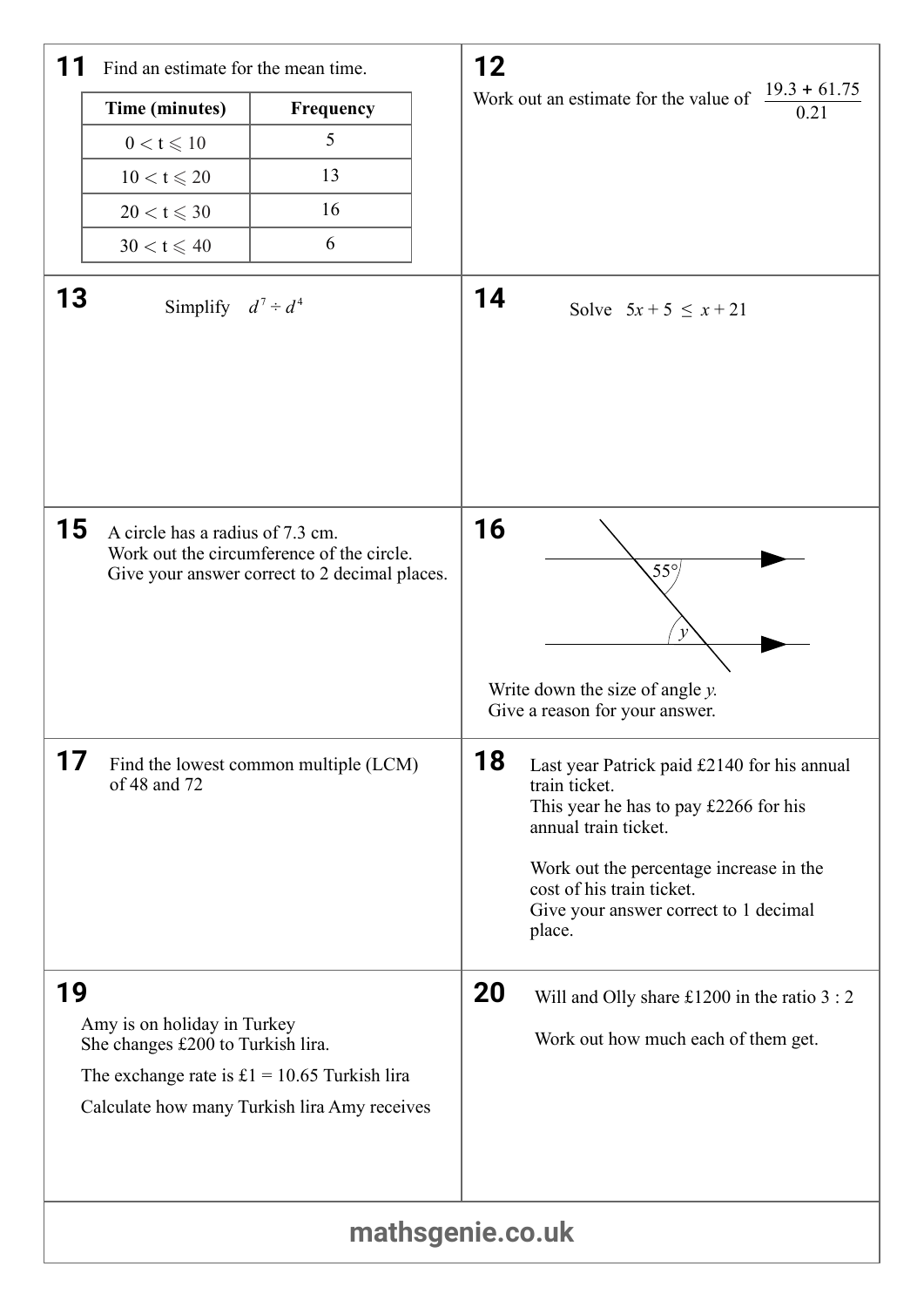## 11

Find an estimate for the mean time.

| Time (minutes) | Frequency |
|---|---|
| $0 < t \leqslant 10$ | 5 |
| $10 < t \leqslant 20$ | 13 |
| $20 < t \leqslant 30$ | 16 |
| $30 < t \leqslant 40$ | 6 |

## 12

Work out an estimate for the value of $\dfrac{19.3 + 61.75}{0.21}$

## 13

Simplify $d^7 \div d^4$

## 14

Solve $5x + 5 \leq x + 21$

## 15

A circle has a radius of 7.3 cm.
Work out the circumference of the circle.
Give your answer correct to 2 decimal places.

## 16

55°

$y$

Write down the size of angle $y$.
Give a reason for your answer.

## 17

Find the lowest common multiple (LCM) of 48 and 72

## 18

Last year Patrick paid £2140 for his annual train ticket.
This year he has to pay £2266 for his annual train ticket.

Work out the percentage increase in the cost of his train ticket.
Give your answer correct to 1 decimal place.

## 19

Amy is on holiday in Turkey
She changes £200 to Turkish lira.

The exchange rate is £1 = 10.65 Turkish lira

Calculate how many Turkish lira Amy receives

## 20

Will and Olly share £1200 in the ratio 3 : 2

Work out how much each of them get.

mathsgenie.co.uk